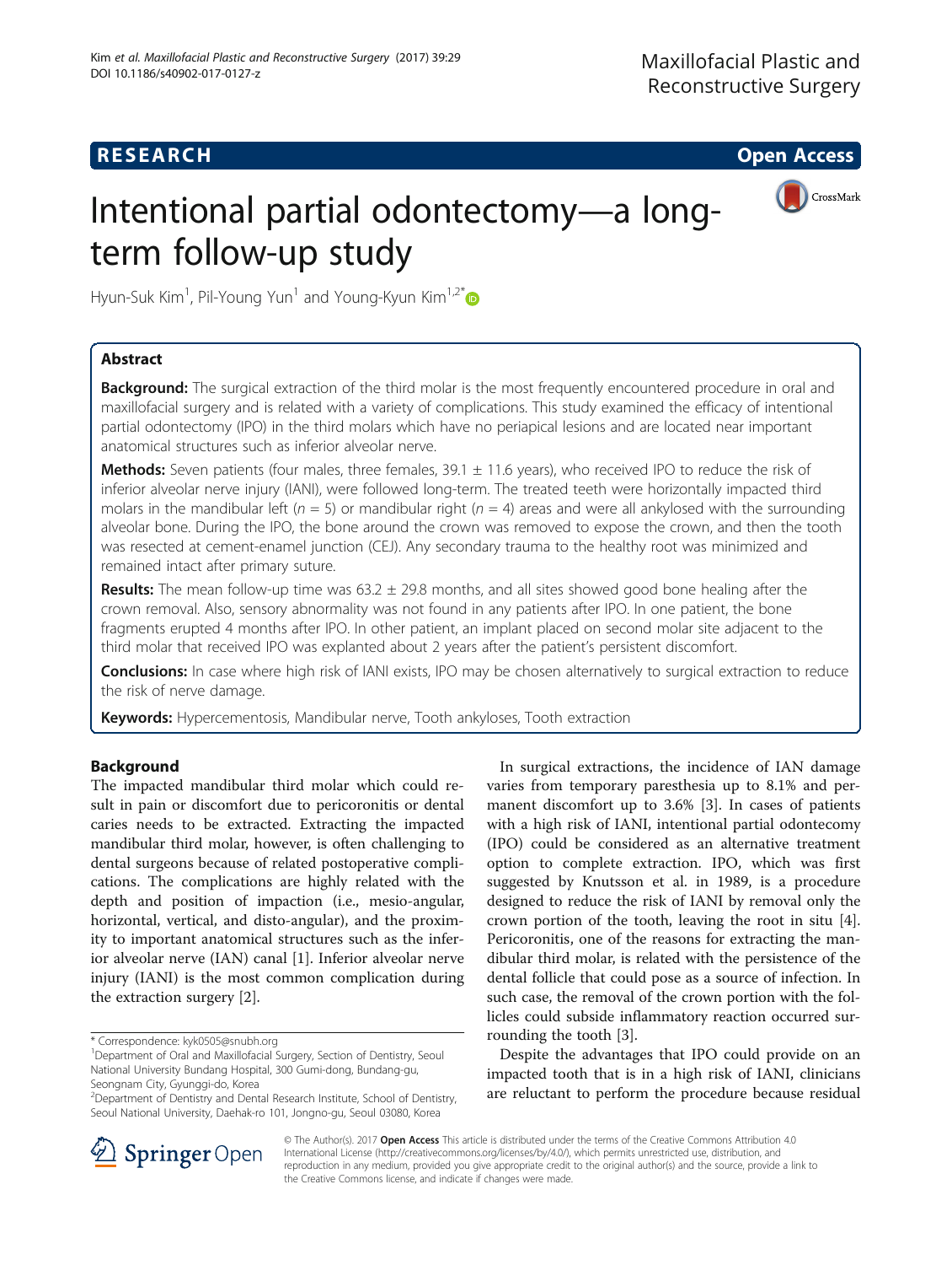**RESEARCH** **Open Access**

# Intentional partial odontectomy—a long-term follow-up study

Hyun-Suk Kim[1], Pil-Young Yun[1] and Young-Kyun Kim[1,2*]

## Abstract

**Background:** The surgical extraction of the third molar is the most frequently encountered procedure in oral and maxillofacial surgery and is related with a variety of complications. This study examined the efficacy of intentional partial odontectomy (IPO) in the third molars which have no periapical lesions and are located near important anatomical structures such as inferior alveolar nerve.

**Methods:** Seven patients (four males, three females, 39.1 ± 11.6 years), who received IPO to reduce the risk of inferior alveolar nerve injury (IANI), were followed long-term. The treated teeth were horizontally impacted third molars in the mandibular left ($n = 5$) or mandibular right ($n = 4$) areas and were all ankylosed with the surrounding alveolar bone. During the IPO, the bone around the crown was removed to expose the crown, and then the tooth was resected at cement-enamel junction (CEJ). Any secondary trauma to the healthy root was minimized and remained intact after primary suture.

**Results:** The mean follow-up time was 63.2 ± 29.8 months, and all sites showed good bone healing after the crown removal. Also, sensory abnormality was not found in any patients after IPO. In one patient, the bone fragments erupted 4 months after IPO. In other patient, an implant placed on second molar site adjacent to the third molar that received IPO was explanted about 2 years after the patient's persistent discomfort.

**Conclusions:** In case where high risk of IANI exists, IPO may be chosen alternatively to surgical extraction to reduce the risk of nerve damage.

**Keywords:** Hypercementosis, Mandibular nerve, Tooth ankyloses, Tooth extraction

## Background

The impacted mandibular third molar which could result in pain or discomfort due to pericoronitis or dental caries needs to be extracted. Extracting the impacted mandibular third molar, however, is often challenging to dental surgeons because of related postoperative complications. The complications are highly related with the depth and position of impaction (i.e., mesio-angular, horizontal, vertical, and disto-angular), and the proximity to important anatomical structures such as the inferior alveolar nerve (IAN) canal [1]. Inferior alveolar nerve injury (IANI) is the most common complication during the extraction surgery [2].

In surgical extractions, the incidence of IAN damage varies from temporary paresthesia up to 8.1% and permanent discomfort up to 3.6% [3]. In cases of patients with a high risk of IANI, intentional partial odontecomy (IPO) could be considered as an alternative treatment option to complete extraction. IPO, which was first suggested by Knutsson et al. in 1989, is a procedure designed to reduce the risk of IANI by removal only the crown portion of the tooth, leaving the root in situ [4]. Pericoronitis, one of the reasons for extracting the mandibular third molar, is related with the persistence of the dental follicle that could pose as a source of infection. In such case, the removal of the crown portion with the follicles could subside inflammatory reaction occurred surrounding the tooth [3].

Despite the advantages that IPO could provide on an impacted tooth that is in a high risk of IANI, clinicians are reluctant to perform the procedure because residual

\* Correspondence: kyk0505@snubh.org
[1]Department of Oral and Maxillofacial Surgery, Section of Dentistry, Seoul National University Bundang Hospital, 300 Gumi-dong, Bundang-gu, Seongnam City, Gyunggi-do, Korea
[2]Department of Dentistry and Dental Research Institute, School of Dentistry, Seoul National University, Daehak-ro 101, Jongno-gu, Seoul 03080, Korea

© The Author(s). 2017 **Open Access** This article is distributed under the terms of the Creative Commons Attribution 4.0 International License (http://creativecommons.org/licenses/by/4.0/), which permits unrestricted use, distribution, and reproduction in any medium, provided you give appropriate credit to the original author(s) and the source, provide a link to the Creative Commons license, and indicate if changes were made.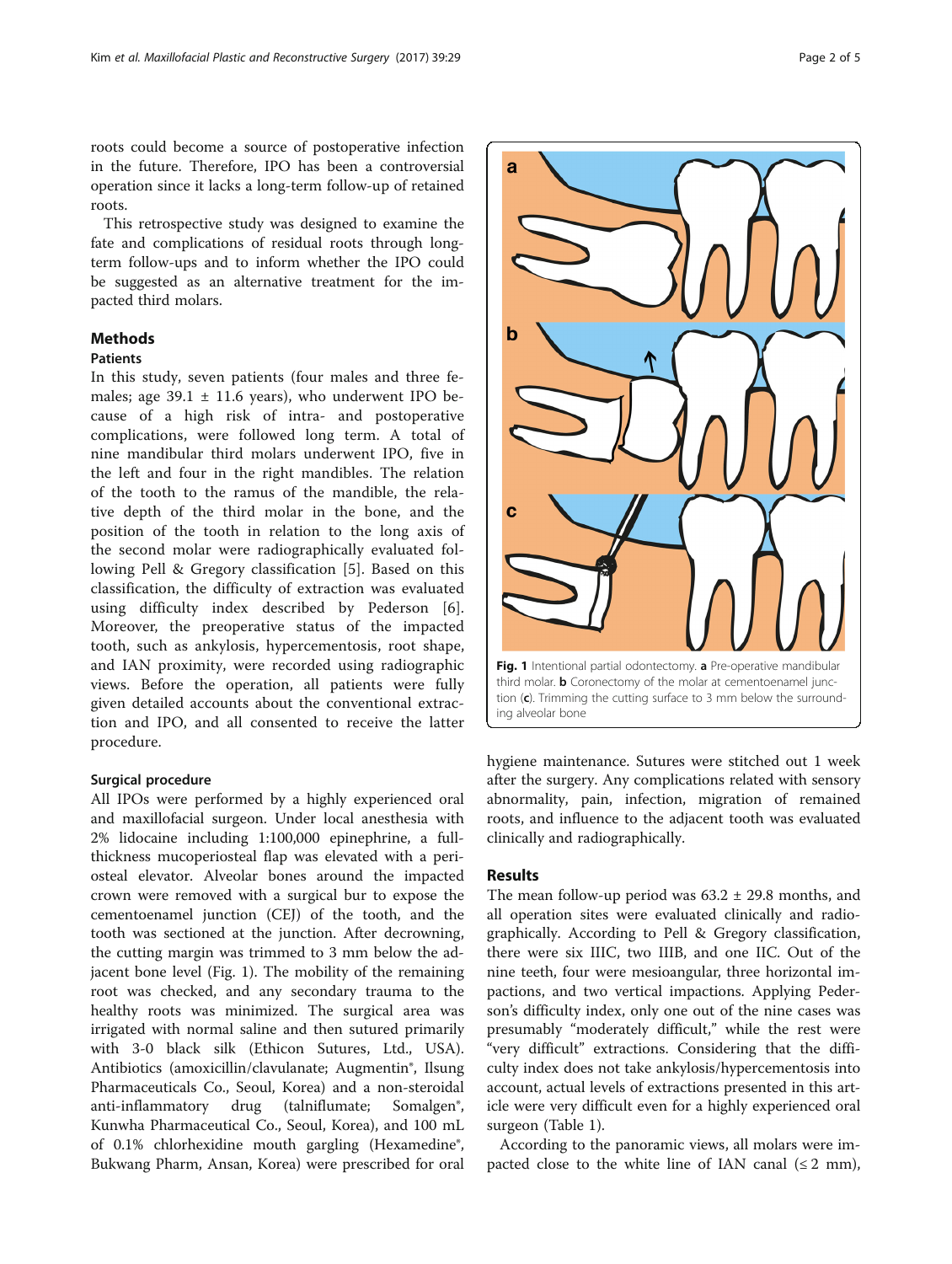roots could become a source of postoperative infection in the future. Therefore, IPO has been a controversial operation since it lacks a long-term follow-up of retained roots.

This retrospective study was designed to examine the fate and complications of residual roots through long-term follow-ups and to inform whether the IPO could be suggested as an alternative treatment for the impacted third molars.

## Methods

### Patients

In this study, seven patients (four males and three females; age 39.1 ± 11.6 years), who underwent IPO because of a high risk of intra- and postoperative complications, were followed long term. A total of nine mandibular third molars underwent IPO, five in the left and four in the right mandibles. The relation of the tooth to the ramus of the mandible, the relative depth of the third molar in the bone, and the position of the tooth in relation to the long axis of the second molar were radiographically evaluated following Pell & Gregory classification [5]. Based on this classification, the difficulty of extraction was evaluated using difficulty index described by Pederson [6]. Moreover, the preoperative status of the impacted tooth, such as ankylosis, hypercementosis, root shape, and IAN proximity, were recorded using radiographic views. Before the operation, all patients were fully given detailed accounts about the conventional extraction and IPO, and all consented to receive the latter procedure.

### Surgical procedure

All IPOs were performed by a highly experienced oral and maxillofacial surgeon. Under local anesthesia with 2% lidocaine including 1:100,000 epinephrine, a full-thickness mucoperiosteal flap was elevated with a periosteal elevator. Alveolar bones around the impacted crown were removed with a surgical bur to expose the cementoenamel junction (CEJ) of the tooth, and the tooth was sectioned at the junction. After decrowning, the cutting margin was trimmed to 3 mm below the adjacent bone level (Fig. 1). The mobility of the remaining root was checked, and any secondary trauma to the healthy roots was minimized. The surgical area was irrigated with normal saline and then sutured primarily with 3-0 black silk (Ethicon Sutures, Ltd., USA). Antibiotics (amoxicillin/clavulanate; Augmentin®, Ilsung Pharmaceuticals Co., Seoul, Korea) and a non-steroidal anti-inflammatory drug (talniflumate; Somalgen®, Kunwha Pharmaceutical Co., Seoul, Korea), and 100 mL of 0.1% chlorhexidine mouth gargling (Hexamedine®, Bukwang Pharm, Ansan, Korea) were prescribed for oral hygiene maintenance. Sutures were stitched out 1 week after the surgery. Any complications related with sensory abnormality, pain, infection, migration of remained roots, and influence to the adjacent tooth was evaluated clinically and radiographically.

**Fig. 1** Intentional partial odontectomy. **a** Pre-operative mandibular third molar. **b** Coronectomy of the molar at cementoenamel junction (**c**). Trimming the cutting surface to 3 mm below the surrounding alveolar bone

## Results

The mean follow-up period was 63.2 ± 29.8 months, and all operation sites were evaluated clinically and radiographically. According to Pell & Gregory classification, there were six IIIC, two IIIB, and one IIC. Out of the nine teeth, four were mesioangular, three horizontal impactions, and two vertical impactions. Applying Pederson's difficulty index, only one out of the nine cases was presumably "moderately difficult," while the rest were "very difficult" extractions. Considering that the difficulty index does not take ankylosis/hypercementosis into account, actual levels of extractions presented in this article were very difficult even for a highly experienced oral surgeon (Table 1).

According to the panoramic views, all molars were impacted close to the white line of IAN canal (≤ 2 mm),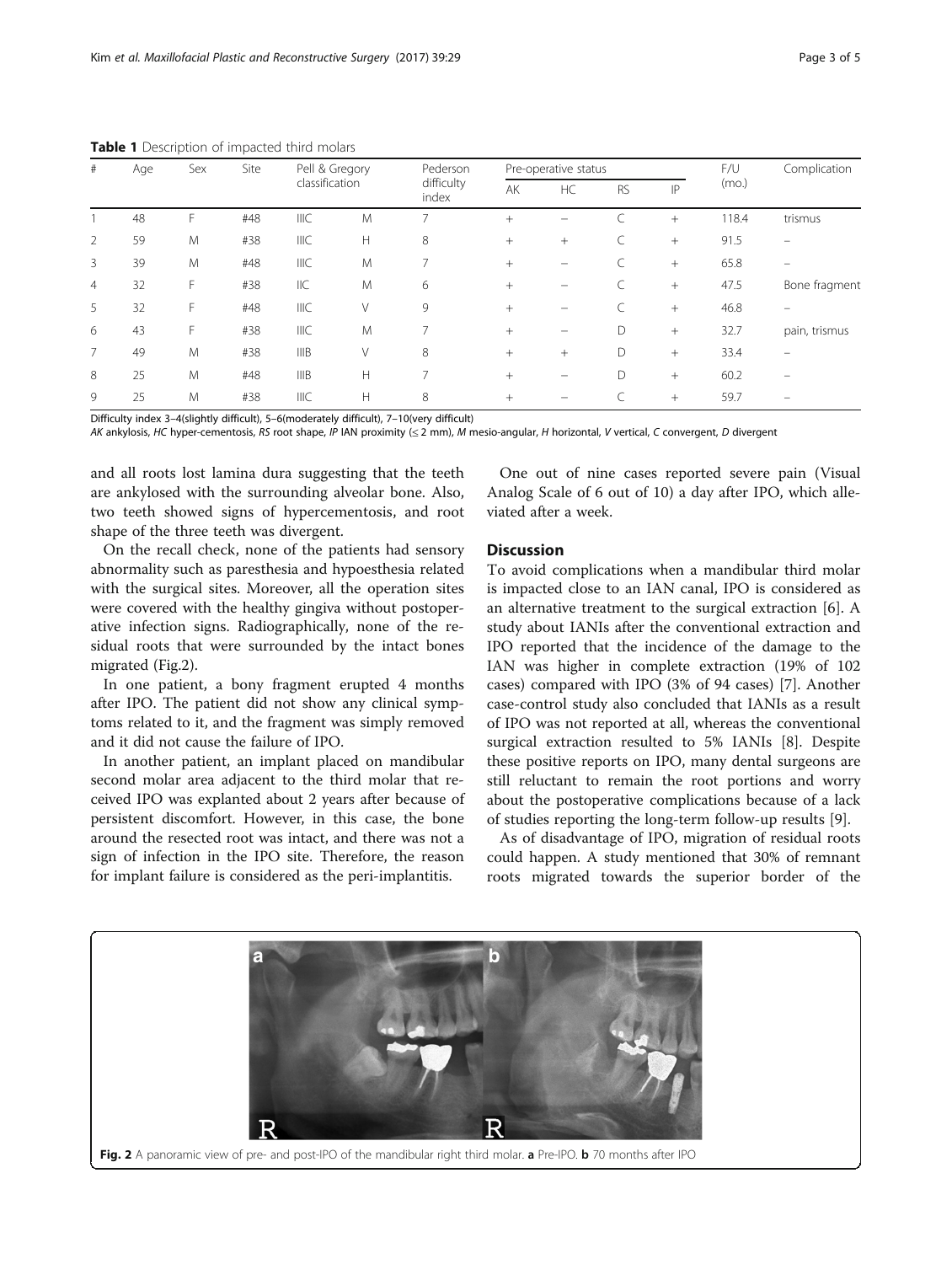**Table 1** Description of impacted third molars

| # | Age | Sex | Site | Pell & Gregory classification | | Pederson difficulty index | Pre-operative status | | | | F/U (mo.) | Complication |
|---|---|---|---|---|---|---|---|---|---|---|---|---|
| | | | | | | | AK | HC | RS | IP | | |
| 1 | 48 | F | #48 | IIIC | M | 7 | + | − | C | + | 118.4 | trismus |
| 2 | 59 | M | #38 | IIIC | H | 8 | + | + | C | + | 91.5 | − |
| 3 | 39 | M | #48 | IIIC | M | 7 | + | − | C | + | 65.8 | − |
| 4 | 32 | F | #38 | IIC | M | 6 | + | − | C | + | 47.5 | Bone fragment |
| 5 | 32 | F | #48 | IIIC | V | 9 | + | − | C | + | 46.8 | − |
| 6 | 43 | F | #38 | IIIC | M | 7 | + | − | D | + | 32.7 | pain, trismus |
| 7 | 49 | M | #38 | IIIB | V | 8 | + | + | D | + | 33.4 | − |
| 8 | 25 | M | #48 | IIIB | H | 7 | + | − | D | + | 60.2 | − |
| 9 | 25 | M | #38 | IIIC | H | 8 | + | − | C | + | 59.7 | − |

Difficulty index 3–4(slightly difficult), 5–6(moderately difficult), 7–10(very difficult)

*AK* ankylosis, *HC* hyper-cementosis, *RS* root shape, *IP* IAN proximity (≤ 2 mm), *M* mesio-angular, *H* horizontal, *V* vertical, *C* convergent, *D* divergent

and all roots lost lamina dura suggesting that the teeth are ankylosed with the surrounding alveolar bone. Also, two teeth showed signs of hypercementosis, and root shape of the three teeth was divergent.

On the recall check, none of the patients had sensory abnormality such as paresthesia and hypoesthesia related with the surgical sites. Moreover, all the operation sites were covered with the healthy gingiva without postoperative infection signs. Radiographically, none of the residual roots that were surrounded by the intact bones migrated (Fig.2).

In one patient, a bony fragment erupted 4 months after IPO. The patient did not show any clinical symptoms related to it, and the fragment was simply removed and it did not cause the failure of IPO.

In another patient, an implant placed on mandibular second molar area adjacent to the third molar that received IPO was explanted about 2 years after because of persistent discomfort. However, in this case, the bone around the resected root was intact, and there was not a sign of infection in the IPO site. Therefore, the reason for implant failure is considered as the peri-implantitis.

One out of nine cases reported severe pain (Visual Analog Scale of 6 out of 10) a day after IPO, which alleviated after a week.

## Discussion

To avoid complications when a mandibular third molar is impacted close to an IAN canal, IPO is considered as an alternative treatment to the surgical extraction [6]. A study about IANIs after the conventional extraction and IPO reported that the incidence of the damage to the IAN was higher in complete extraction (19% of 102 cases) compared with IPO (3% of 94 cases) [7]. Another case-control study also concluded that IANIs as a result of IPO was not reported at all, whereas the conventional surgical extraction resulted to 5% IANIs [8]. Despite these positive reports on IPO, many dental surgeons are still reluctant to remain the root portions and worry about the postoperative complications because of a lack of studies reporting the long-term follow-up results [9].

As of disadvantage of IPO, migration of residual roots could happen. A study mentioned that 30% of remnant roots migrated towards the superior border of the

**Fig. 2** A panoramic view of pre- and post-IPO of the mandibular right third molar. **a** Pre-IPO. **b** 70 months after IPO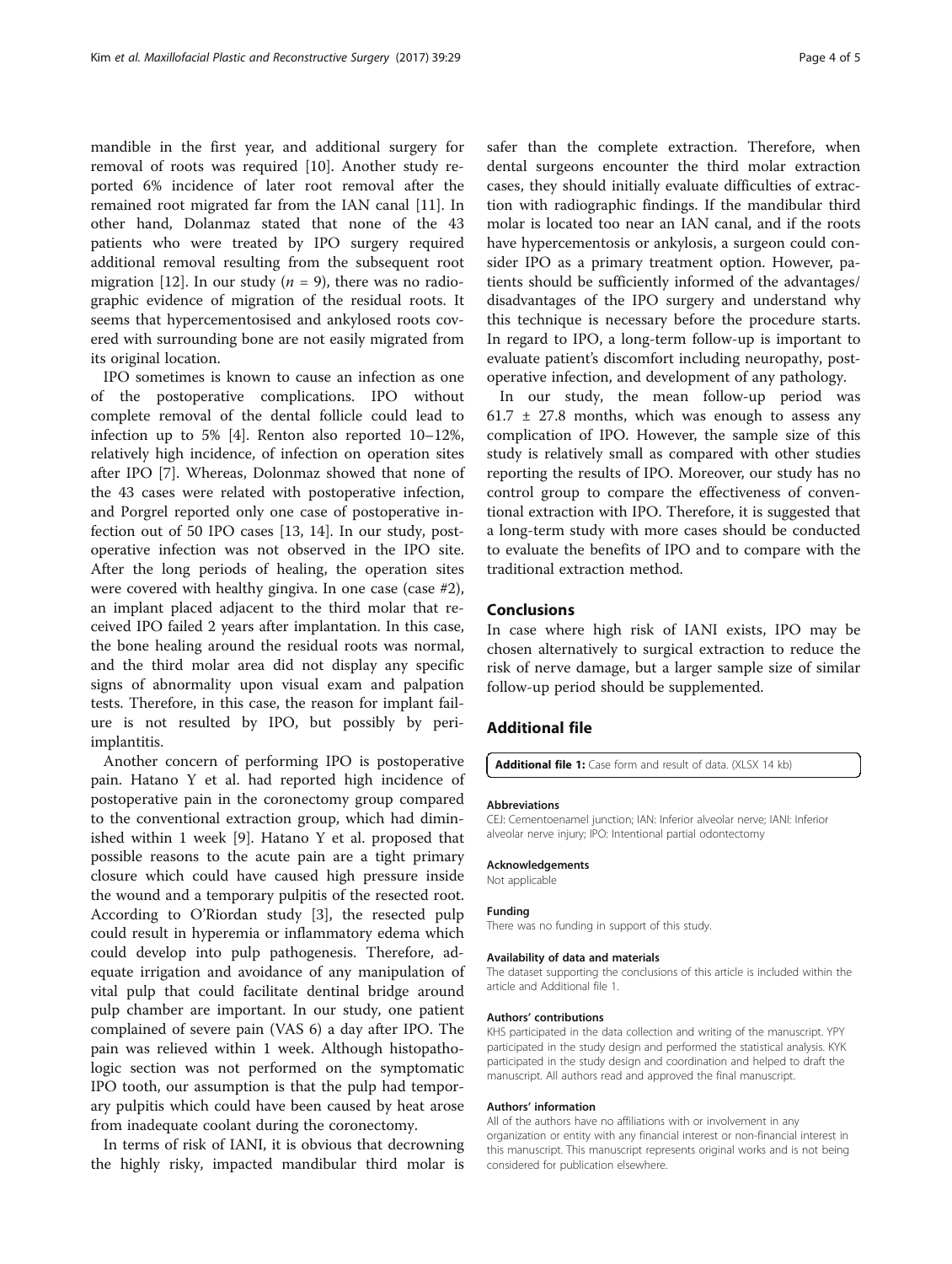mandible in the first year, and additional surgery for removal of roots was required [10]. Another study reported 6% incidence of later root removal after the remained root migrated far from the IAN canal [11]. In other hand, Dolanmaz stated that none of the 43 patients who were treated by IPO surgery required additional removal resulting from the subsequent root migration [12]. In our study ($n$ = 9), there was no radiographic evidence of migration of the residual roots. It seems that hypercementosised and ankylosed roots covered with surrounding bone are not easily migrated from its original location.

IPO sometimes is known to cause an infection as one of the postoperative complications. IPO without complete removal of the dental follicle could lead to infection up to 5% [4]. Renton also reported 10–12%, relatively high incidence, of infection on operation sites after IPO [7]. Whereas, Dolonmaz showed that none of the 43 cases were related with postoperative infection, and Porgrel reported only one case of postoperative infection out of 50 IPO cases [13, 14]. In our study, postoperative infection was not observed in the IPO site. After the long periods of healing, the operation sites were covered with healthy gingiva. In one case (case #2), an implant placed adjacent to the third molar that received IPO failed 2 years after implantation. In this case, the bone healing around the residual roots was normal, and the third molar area did not display any specific signs of abnormality upon visual exam and palpation tests. Therefore, in this case, the reason for implant failure is not resulted by IPO, but possibly by peri-implantitis.

Another concern of performing IPO is postoperative pain. Hatano Y et al. had reported high incidence of postoperative pain in the coronectomy group compared to the conventional extraction group, which had diminished within 1 week [9]. Hatano Y et al. proposed that possible reasons to the acute pain are a tight primary closure which could have caused high pressure inside the wound and a temporary pulpitis of the resected root. According to O'Riordan study [3], the resected pulp could result in hyperemia or inflammatory edema which could develop into pulp pathogenesis. Therefore, adequate irrigation and avoidance of any manipulation of vital pulp that could facilitate dentinal bridge around pulp chamber are important. In our study, one patient complained of severe pain (VAS 6) a day after IPO. The pain was relieved within 1 week. Although histopathologic section was not performed on the symptomatic IPO tooth, our assumption is that the pulp had temporary pulpitis which could have been caused by heat arose from inadequate coolant during the coronectomy.

In terms of risk of IANI, it is obvious that decrowning the highly risky, impacted mandibular third molar is safer than the complete extraction. Therefore, when dental surgeons encounter the third molar extraction cases, they should initially evaluate difficulties of extraction with radiographic findings. If the mandibular third molar is located too near an IAN canal, and if the roots have hypercementosis or ankylosis, a surgeon could consider IPO as a primary treatment option. However, patients should be sufficiently informed of the advantages/disadvantages of the IPO surgery and understand why this technique is necessary before the procedure starts. In regard to IPO, a long-term follow-up is important to evaluate patient's discomfort including neuropathy, postoperative infection, and development of any pathology.

In our study, the mean follow-up period was 61.7 ± 27.8 months, which was enough to assess any complication of IPO. However, the sample size of this study is relatively small as compared with other studies reporting the results of IPO. Moreover, our study has no control group to compare the effectiveness of conventional extraction with IPO. Therefore, it is suggested that a long-term study with more cases should be conducted to evaluate the benefits of IPO and to compare with the traditional extraction method.

## Conclusions

In case where high risk of IANI exists, IPO may be chosen alternatively to surgical extraction to reduce the risk of nerve damage, but a larger sample size of similar follow-up period should be supplemented.

## Additional file

**Additional file 1:** Case form and result of data. (XLSX 14 kb)

#### Abbreviations

CEJ: Cementoenamel junction; IAN: Inferior alveolar nerve; IANI: Inferior alveolar nerve injury; IPO: Intentional partial odontectomy

#### Acknowledgements

Not applicable

#### Funding

There was no funding in support of this study.

#### Availability of data and materials

The dataset supporting the conclusions of this article is included within the article and Additional file 1.

#### Authors' contributions

KHS participated in the data collection and writing of the manuscript. YPY participated in the study design and performed the statistical analysis. KYK participated in the study design and coordination and helped to draft the manuscript. All authors read and approved the final manuscript.

#### Authors' information

All of the authors have no affiliations with or involvement in any organization or entity with any financial interest or non-financial interest in this manuscript. This manuscript represents original works and is not being considered for publication elsewhere.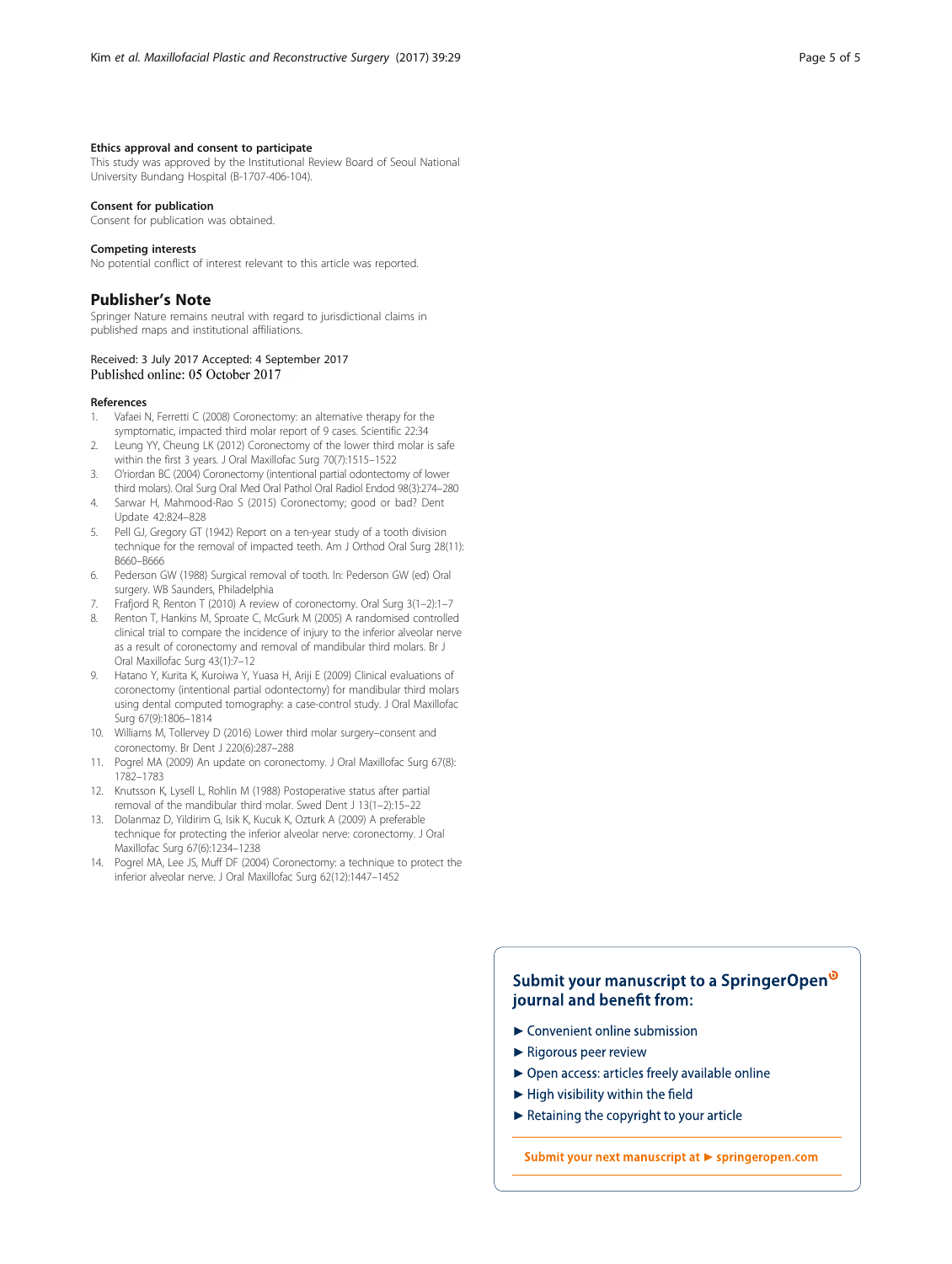#### Ethics approval and consent to participate
This study was approved by the Institutional Review Board of Seoul National University Bundang Hospital (B-1707-406-104).

#### Consent for publication
Consent for publication was obtained.

#### Competing interests
No potential conflict of interest relevant to this article was reported.

### Publisher's Note
Springer Nature remains neutral with regard to jurisdictional claims in published maps and institutional affiliations.

Received: 3 July 2017 Accepted: 4 September 2017
Published online: 05 October 2017

#### References
1. Vafaei N, Ferretti C (2008) Coronectomy: an alternative therapy for the symptomatic, impacted third molar report of 9 cases. Scientific 22:34
2. Leung YY, Cheung LK (2012) Coronectomy of the lower third molar is safe within the first 3 years. J Oral Maxillofac Surg 70(7):1515–1522
3. O'riordan BC (2004) Coronectomy (intentional partial odontectomy of lower third molars). Oral Surg Oral Med Oral Pathol Oral Radiol Endod 98(3):274–280
4. Sarwar H, Mahmood-Rao S (2015) Coronectomy; good or bad? Dent Update 42:824–828
5. Pell GJ, Gregory GT (1942) Report on a ten-year study of a tooth division technique for the removal of impacted teeth. Am J Orthod Oral Surg 28(11): B660–B666
6. Pederson GW (1988) Surgical removal of tooth. In: Pederson GW (ed) Oral surgery. WB Saunders, Philadelphia
7. Frafjord R, Renton T (2010) A review of coronectomy. Oral Surg 3(1–2):1–7
8. Renton T, Hankins M, Sproate C, McGurk M (2005) A randomised controlled clinical trial to compare the incidence of injury to the inferior alveolar nerve as a result of coronectomy and removal of mandibular third molars. Br J Oral Maxillofac Surg 43(1):7–12
9. Hatano Y, Kurita K, Kuroiwa Y, Yuasa H, Ariji E (2009) Clinical evaluations of coronectomy (intentional partial odontectomy) for mandibular third molars using dental computed tomography: a case-control study. J Oral Maxillofac Surg 67(9):1806–1814
10. Williams M, Tollervey D (2016) Lower third molar surgery–consent and coronectomy. Br Dent J 220(6):287–288
11. Pogrel MA (2009) An update on coronectomy. J Oral Maxillofac Surg 67(8): 1782–1783
12. Knutsson K, Lysell L, Rohlin M (1988) Postoperative status after partial removal of the mandibular third molar. Swed Dent J 13(1–2):15–22
13. Dolanmaz D, Yildirim G, Isik K, Kucuk K, Ozturk A (2009) A preferable technique for protecting the inferior alveolar nerve: coronectomy. J Oral Maxillofac Surg 67(6):1234–1238
14. Pogrel MA, Lee JS, Muff DF (2004) Coronectomy: a technique to protect the inferior alveolar nerve. J Oral Maxillofac Surg 62(12):1447–1452

**Submit your manuscript to a SpringerOpen journal and benefit from:**

- ► Convenient online submission
- ► Rigorous peer review
- ► Open access: articles freely available online
- ► High visibility within the field
- ► Retaining the copyright to your article

**Submit your next manuscript at ► springeropen.com**